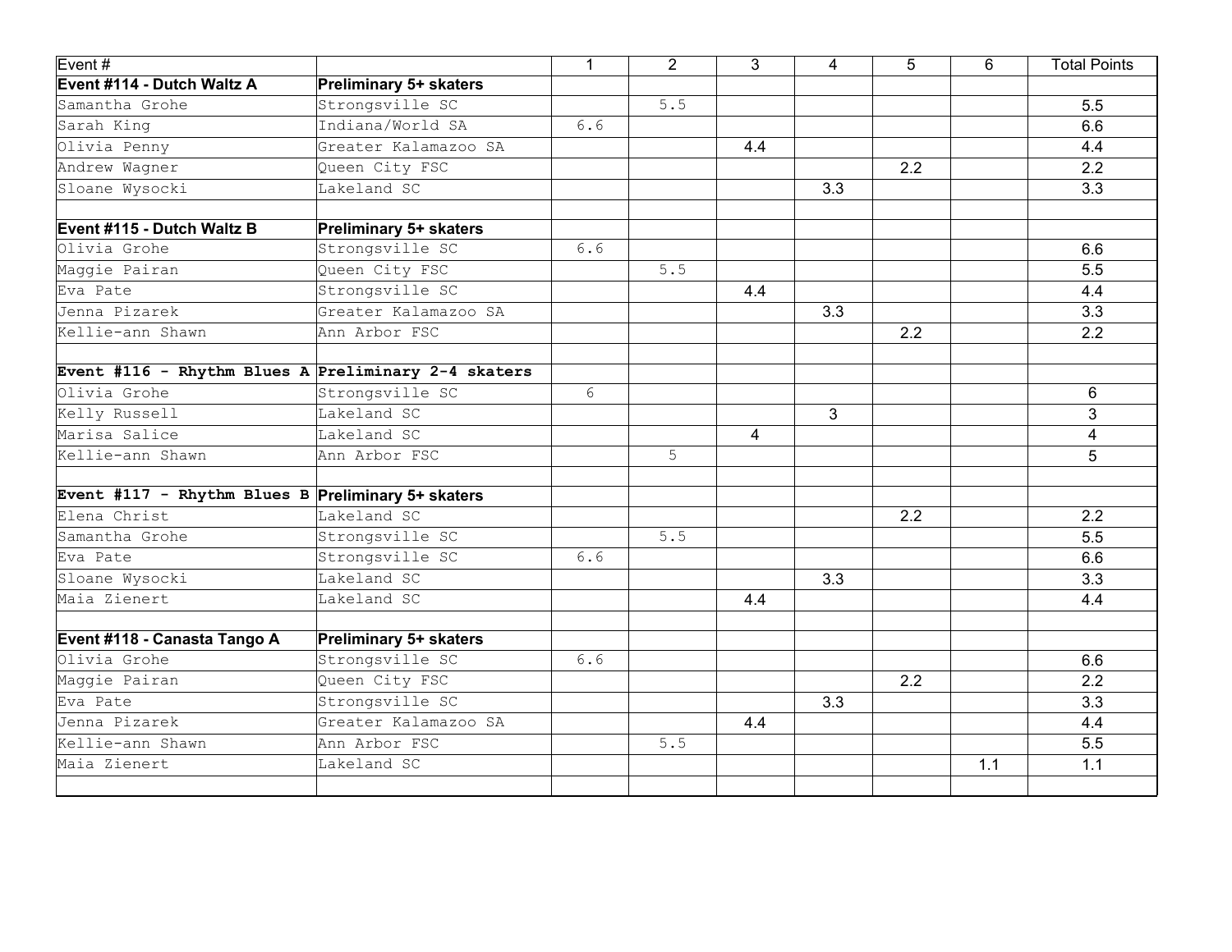| Event # | | 1 | 2 | 3 | 4 | 5 | 6 | Total Points |
|---|---|---|---|---|---|---|---|---|
| **Event #114 - Dutch Waltz A** | **Preliminary 5+ skaters** | | | | | | | |
| Samantha Grohe | Strongsville SC | | 5.5 | | | | | 5.5 |
| Sarah King | Indiana/World SA | 6.6 | | | | | | 6.6 |
| Olivia Penny | Greater Kalamazoo SA | | | 4.4 | | | | 4.4 |
| Andrew Wagner | Queen City FSC | | | | | 2.2 | | 2.2 |
| Sloane Wysocki | Lakeland SC | | | | 3.3 | | | 3.3 |
| | | | | | | | | |
| **Event #115 - Dutch Waltz B** | **Preliminary 5+ skaters** | | | | | | | |
| Olivia Grohe | Strongsville SC | 6.6 | | | | | | 6.6 |
| Maggie Pairan | Queen City FSC | | 5.5 | | | | | 5.5 |
| Eva Pate | Strongsville SC | | | 4.4 | | | | 4.4 |
| Jenna Pizarek | Greater Kalamazoo SA | | | | 3.3 | | | 3.3 |
| Kellie-ann Shawn | Ann Arbor FSC | | | | | 2.2 | | 2.2 |
| | | | | | | | | |
| **Event #116 - Rhythm Blues A** | **Preliminary 2-4 skaters** | | | | | | | |
| Olivia Grohe | Strongsville SC | 6 | | | | | | 6 |
| Kelly Russell | Lakeland SC | | | | 3 | | | 3 |
| Marisa Salice | Lakeland SC | | | 4 | | | | 4 |
| Kellie-ann Shawn | Ann Arbor FSC | | 5 | | | | | 5 |
| | | | | | | | | |
| **Event #117 - Rhythm Blues B** | **Preliminary 5+ skaters** | | | | | | | |
| Elena Christ | Lakeland SC | | | | | 2.2 | | 2.2 |
| Samantha Grohe | Strongsville SC | | 5.5 | | | | | 5.5 |
| Eva Pate | Strongsville SC | 6.6 | | | | | | 6.6 |
| Sloane Wysocki | Lakeland SC | | | | 3.3 | | | 3.3 |
| Maia Zienert | Lakeland SC | | | 4.4 | | | | 4.4 |
| | | | | | | | | |
| **Event #118 - Canasta Tango A** | **Preliminary 5+ skaters** | | | | | | | |
| Olivia Grohe | Strongsville SC | 6.6 | | | | | | 6.6 |
| Maggie Pairan | Queen City FSC | | | | | 2.2 | | 2.2 |
| Eva Pate | Strongsville SC | | | | 3.3 | | | 3.3 |
| Jenna Pizarek | Greater Kalamazoo SA | | | 4.4 | | | | 4.4 |
| Kellie-ann Shawn | Ann Arbor FSC | | 5.5 | | | | | 5.5 |
| Maia Zienert | Lakeland SC | | | | | | 1.1 | 1.1 |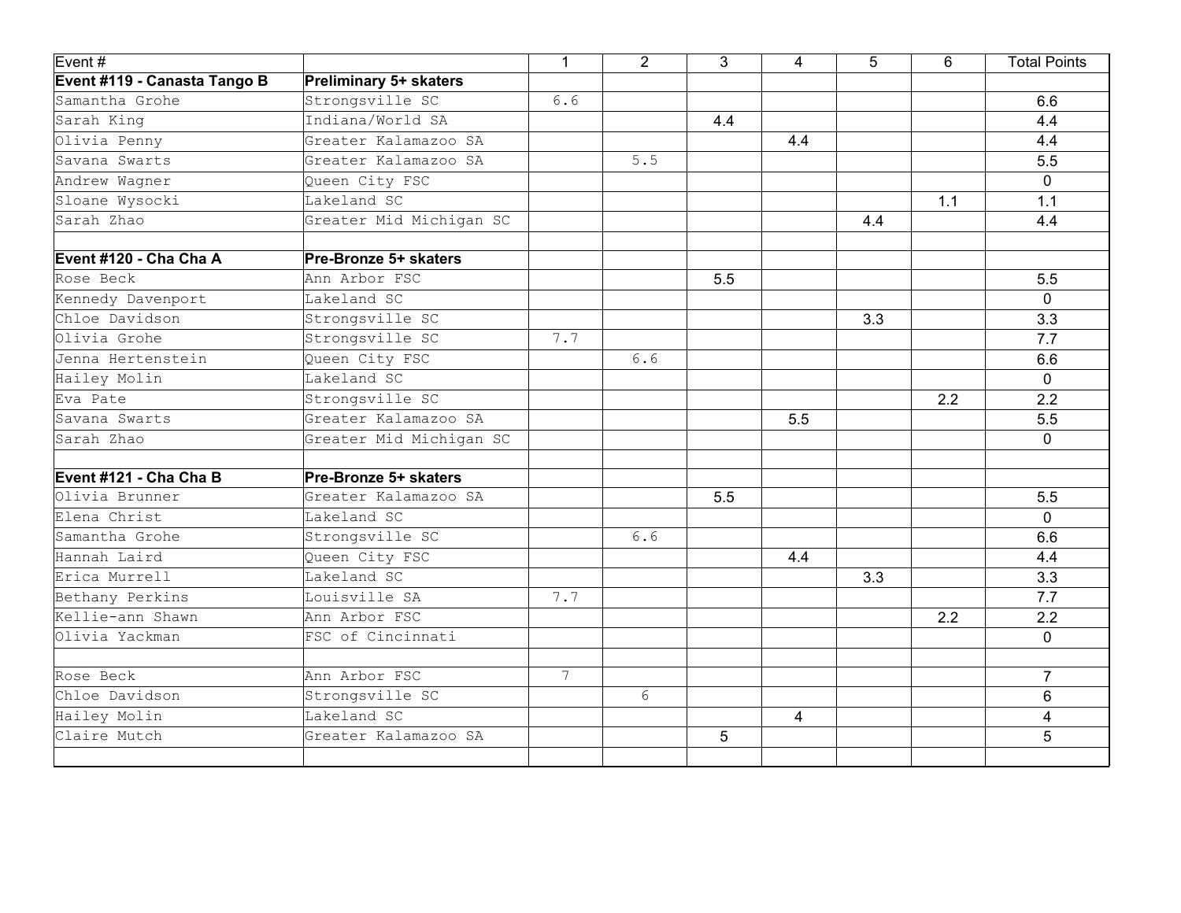| Event # | | 1 | 2 | 3 | 4 | 5 | 6 | Total Points |
|---|---|---|---|---|---|---|---|---|
| **Event #119 - Canasta Tango B** | **Preliminary 5+ skaters** | | | | | | | |
| Samantha Grohe | Strongsville SC | 6.6 | | | | | | 6.6 |
| Sarah King | Indiana/World SA | | | 4.4 | | | | 4.4 |
| Olivia Penny | Greater Kalamazoo SA | | | | 4.4 | | | 4.4 |
| Savana Swarts | Greater Kalamazoo SA | | 5.5 | | | | | 5.5 |
| Andrew Wagner | Queen City FSC | | | | | | | 0 |
| Sloane Wysocki | Lakeland SC | | | | | | 1.1 | 1.1 |
| Sarah Zhao | Greater Mid Michigan SC | | | | | 4.4 | | 4.4 |
| | | | | | | | | |
| **Event #120 - Cha Cha A** | **Pre-Bronze 5+ skaters** | | | | | | | |
| Rose Beck | Ann Arbor FSC | | | 5.5 | | | | 5.5 |
| Kennedy Davenport | Lakeland SC | | | | | | | 0 |
| Chloe Davidson | Strongsville SC | | | | | 3.3 | | 3.3 |
| Olivia Grohe | Strongsville SC | 7.7 | | | | | | 7.7 |
| Jenna Hertenstein | Queen City FSC | | 6.6 | | | | | 6.6 |
| Hailey Molin | Lakeland SC | | | | | | | 0 |
| Eva Pate | Strongsville SC | | | | | | 2.2 | 2.2 |
| Savana Swarts | Greater Kalamazoo SA | | | | 5.5 | | | 5.5 |
| Sarah Zhao | Greater Mid Michigan SC | | | | | | | 0 |
| | | | | | | | | |
| **Event #121 - Cha Cha B** | **Pre-Bronze 5+ skaters** | | | | | | | |
| Olivia Brunner | Greater Kalamazoo SA | | | 5.5 | | | | 5.5 |
| Elena Christ | Lakeland SC | | | | | | | 0 |
| Samantha Grohe | Strongsville SC | | 6.6 | | | | | 6.6 |
| Hannah Laird | Queen City FSC | | | | 4.4 | | | 4.4 |
| Erica Murrell | Lakeland SC | | | | | 3.3 | | 3.3 |
| Bethany Perkins | Louisville SA | 7.7 | | | | | | 7.7 |
| Kellie-ann Shawn | Ann Arbor FSC | | | | | | 2.2 | 2.2 |
| Olivia Yackman | FSC of Cincinnati | | | | | | | 0 |
| | | | | | | | | |
| Rose Beck | Ann Arbor FSC | 7 | | | | | | 7 |
| Chloe Davidson | Strongsville SC | | 6 | | | | | 6 |
| Hailey Molin | Lakeland SC | | | | 4 | | | 4 |
| Claire Mutch | Greater Kalamazoo SA | | | 5 | | | | 5 |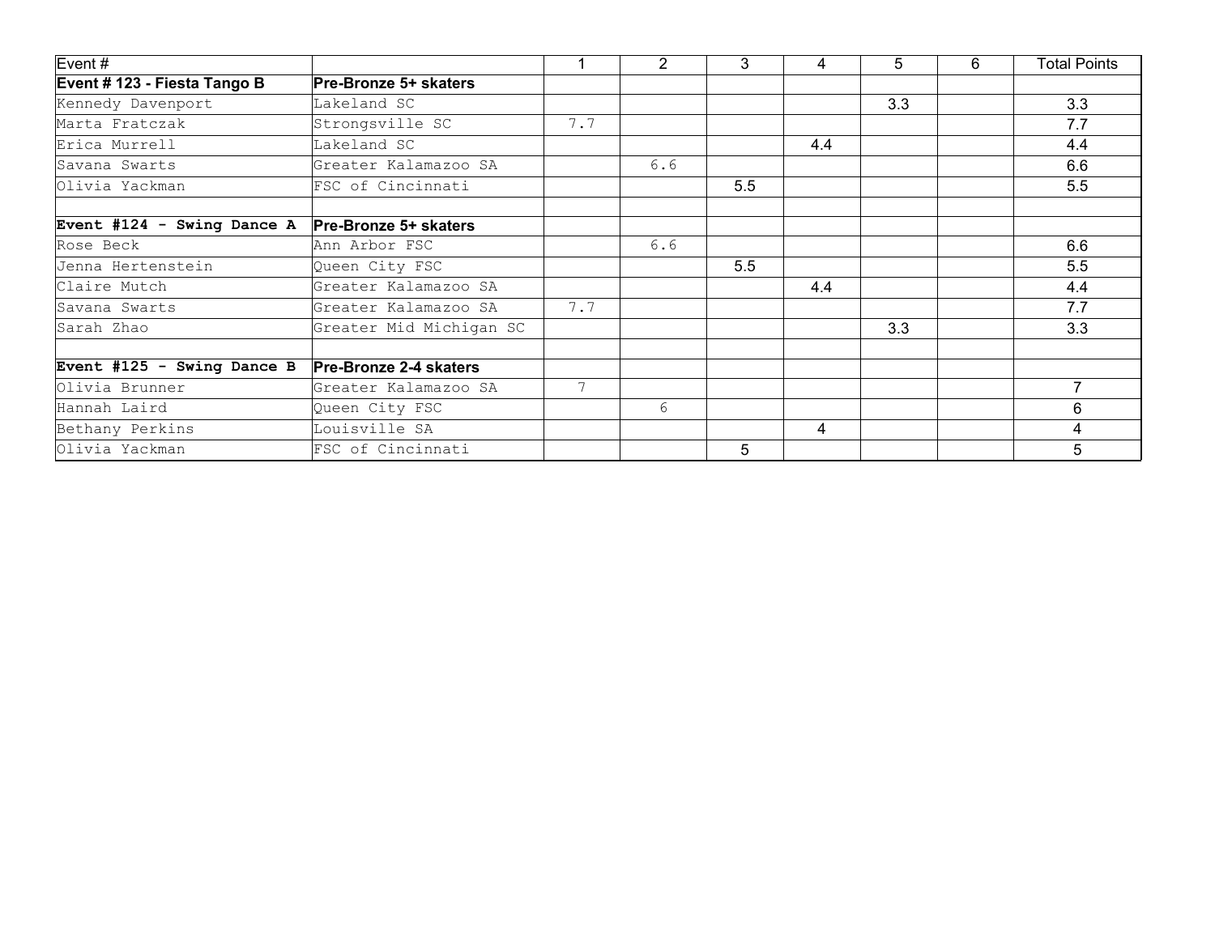| Event # | | 1 | 2 | 3 | 4 | 5 | 6 | Total Points |
|---|---|---|---|---|---|---|---|---|
| **Event # 123 - Fiesta Tango B** | **Pre-Bronze 5+ skaters** | | | | | | | |
| Kennedy Davenport | Lakeland SC | | | | | 3.3 | | 3.3 |
| Marta Fratczak | Strongsville SC | 7.7 | | | | | | 7.7 |
| Erica Murrell | Lakeland SC | | | | 4.4 | | | 4.4 |
| Savana Swarts | Greater Kalamazoo SA | | 6.6 | | | | | 6.6 |
| Olivia Yackman | FSC of Cincinnati | | | 5.5 | | | | 5.5 |
| | | | | | | | | |
| **Event #124 - Swing Dance A** | **Pre-Bronze 5+ skaters** | | | | | | | |
| Rose Beck | Ann Arbor FSC | | 6.6 | | | | | 6.6 |
| Jenna Hertenstein | Queen City FSC | | | 5.5 | | | | 5.5 |
| Claire Mutch | Greater Kalamazoo SA | | | | 4.4 | | | 4.4 |
| Savana Swarts | Greater Kalamazoo SA | 7.7 | | | | | | 7.7 |
| Sarah Zhao | Greater Mid Michigan SC | | | | | 3.3 | | 3.3 |
| | | | | | | | | |
| **Event #125 - Swing Dance B** | **Pre-Bronze 2-4 skaters** | | | | | | | |
| Olivia Brunner | Greater Kalamazoo SA | 7 | | | | | | 7 |
| Hannah Laird | Queen City FSC | | 6 | | | | | 6 |
| Bethany Perkins | Louisville SA | | | | 4 | | | 4 |
| Olivia Yackman | FSC of Cincinnati | | | 5 | | | | 5 |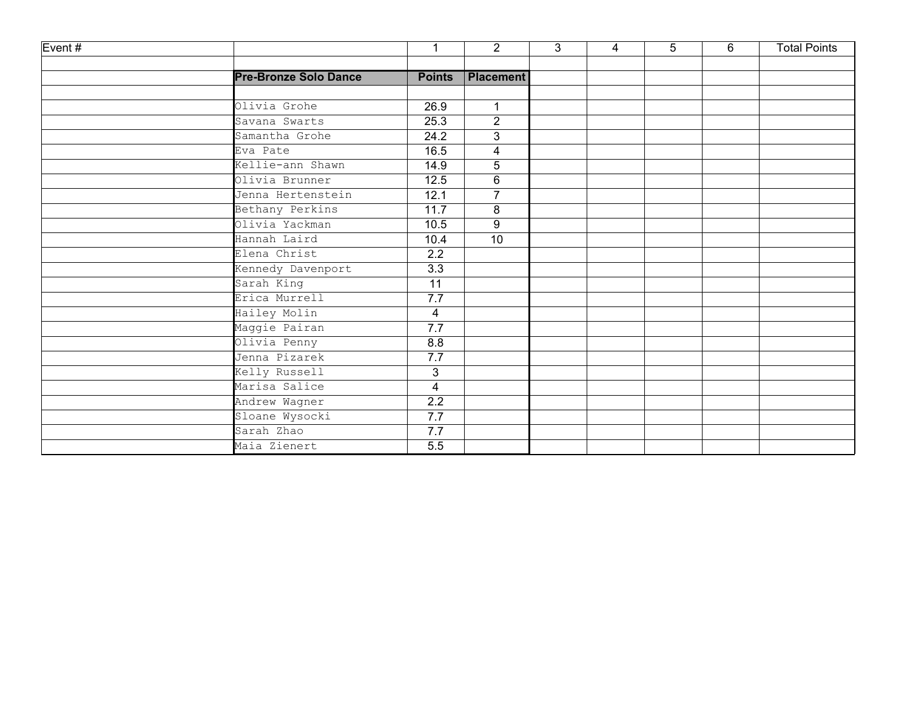| Event # | | 1 | 2 | 3 | 4 | 5 | 6 | Total Points |
|---|---|---|---|---|---|---|---|---|
| | | | | | | | | |
| | **Pre-Bronze Solo Dance** | **Points** | **Placement** | | | | | |
| | | | | | | | | |
| | Olivia Grohe | 26.9 | 1 | | | | | |
| | Savana Swarts | 25.3 | 2 | | | | | |
| | Samantha Grohe | 24.2 | 3 | | | | | |
| | Eva Pate | 16.5 | 4 | | | | | |
| | Kellie-ann Shawn | 14.9 | 5 | | | | | |
| | Olivia Brunner | 12.5 | 6 | | | | | |
| | Jenna Hertenstein | 12.1 | 7 | | | | | |
| | Bethany Perkins | 11.7 | 8 | | | | | |
| | Olivia Yackman | 10.5 | 9 | | | | | |
| | Hannah Laird | 10.4 | 10 | | | | | |
| | Elena Christ | 2.2 | | | | | | |
| | Kennedy Davenport | 3.3 | | | | | | |
| | Sarah King | 11 | | | | | | |
| | Erica Murrell | 7.7 | | | | | | |
| | Hailey Molin | 4 | | | | | | |
| | Maggie Pairan | 7.7 | | | | | | |
| | Olivia Penny | 8.8 | | | | | | |
| | Jenna Pizarek | 7.7 | | | | | | |
| | Kelly Russell | 3 | | | | | | |
| | Marisa Salice | 4 | | | | | | |
| | Andrew Wagner | 2.2 | | | | | | |
| | Sloane Wysocki | 7.7 | | | | | | |
| | Sarah Zhao | 7.7 | | | | | | |
| | Maia Zienert | 5.5 | | | | | | |